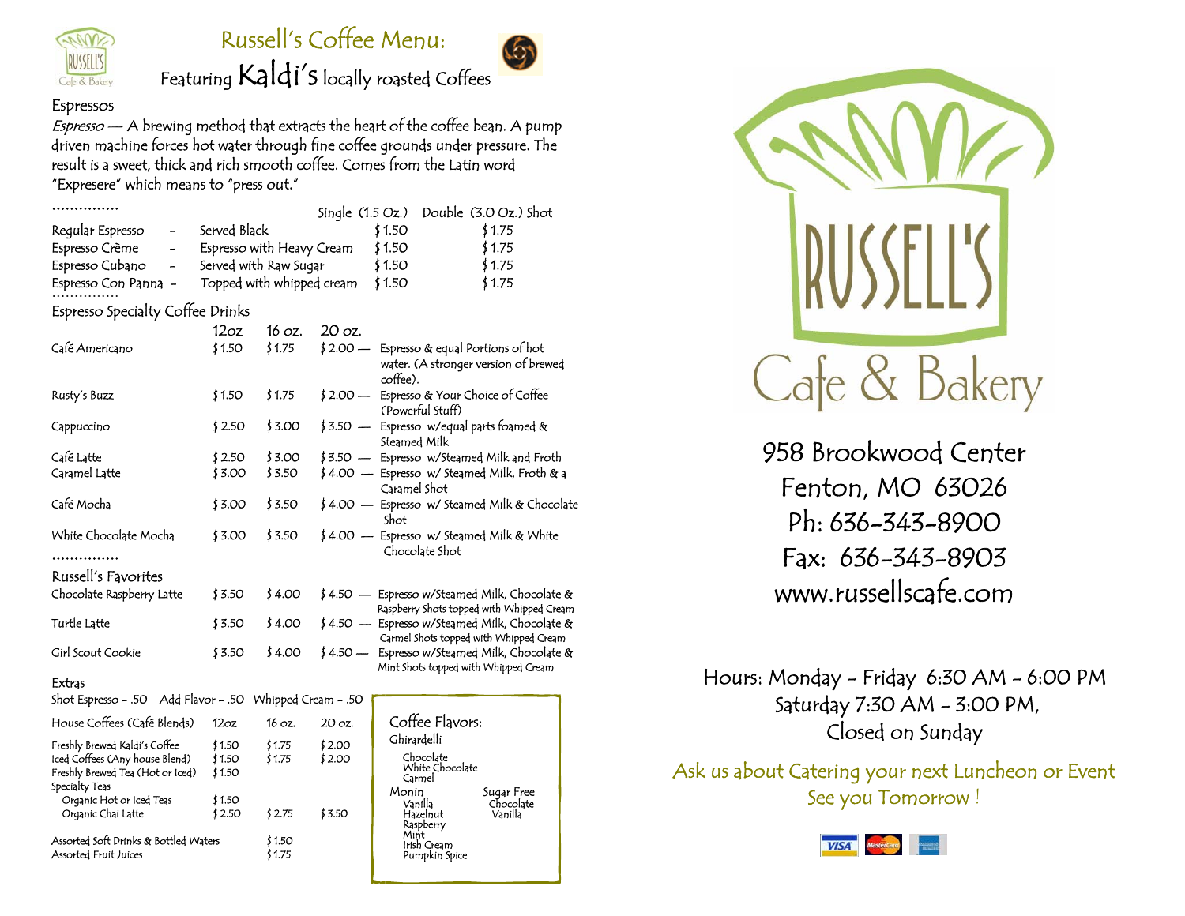# Russell's Coffee Menu:

Featuring Kaldi's locally roasted Coffees

## Espressos

*Espresso* — A brewing method that extracts the heart of the coffee bean. A pump driven machine forces hot water through fine coffee grounds under pressure. The result is a sweet, thick and rich smooth coffee. Comes from the Latin word "Expresere" which means to "press out."

| | | Single (1.5 Oz.) | Double (3.0 Oz.) Shot |
|---|---|---|---|
| Regular Espresso | Served Black | $1.50 | $1.75 |
| Espresso Crème | Espresso with Heavy Cream | $1.50 | $1.75 |
| Espresso Cubano | Served with Raw Sugar | $1.50 | $1.75 |
| Espresso Con Panna | Topped with whipped cream | $1.50 | $1.75 |

## Espresso Specialty Coffee Drinks

| | 12oz | 16 oz. | 20 oz. | |
|---|---|---|---|---|
| Café Americano | $1.50 | $1.75 | $2.00 | Espresso & equal Portions of hot water. (A stronger version of brewed coffee). |
| Rusty's Buzz | $1.50 | $1.75 | $2.00 | Espresso & Your Choice of Coffee (Powerful Stuff) |
| Cappuccino | $2.50 | $3.00 | $3.50 | Espresso w/equal parts foamed & Steamed Milk |
| Café Latte | $2.50 | $3.00 | $3.50 | Espresso w/Steamed Milk and Froth |
| Caramel Latte | $3.00 | $3.50 | $4.00 | Espresso w/ Steamed Milk, Froth & a Caramel Shot |
| Café Mocha | $3.00 | $3.50 | $4.00 | Espresso w/ Steamed Milk & Chocolate Shot |
| White Chocolate Mocha | $3.00 | $3.50 | $4.00 | Espresso w/ Steamed Milk & White Chocolate Shot |

## Russell's Favorites

| | | | | |
|---|---|---|---|---|
| Chocolate Raspberry Latte | $3.50 | $4.00 | $4.50 | Espresso w/Steamed Milk, Chocolate & Raspberry Shots topped with Whipped Cream |
| Turtle Latte | $3.50 | $4.00 | $4.50 | Espresso w/Steamed Milk, Chocolate & Carmel Shots topped with Whipped Cream |
| Girl Scout Cookie | $3.50 | $4.00 | $4.50 | Espresso w/Steamed Milk, Chocolate & Mint Shots topped with Whipped Cream |

## Extras

Shot Espresso - .50 Add Flavor - .50 Whipped Cream - .50

| House Coffees (Café Blends) | 12oz | 16 oz. | 20 oz. |
|---|---|---|---|
| Freshly Brewed Kaldi's Coffee | $1.50 | $1.75 | $2.00 |
| Iced Coffees (Any house Blend) | $1.50 | $1.75 | $2.00 |
| Freshly Brewed Tea (Hot or Iced) | $1.50 | | |
| Specialty Teas | | | |
| Organic Hot or Iced Teas | $1.50 | | |
| Organic Chai Latte | $2.50 | $2.75 | $3.50 |
| Assorted Soft Drinks & Bottled Waters | | $1.50 | |
| Assorted Fruit Juices | | $1.75 | |

### Coffee Flavors:

**Ghirardelli**
- Chocolate
- White Chocolate
- Carmel

**Monin**
- Vanilla
- Hazelnut
- Raspberry
- Mint
- Irish Cream
- Pumpkin Spice

**Sugar Free**
- Chocolate
- Vanilla

# Russell's Cafe & Bakery

958 Brookwood Center
Fenton, MO 63026
Ph: 636-343-8900
Fax: 636-343-8903
www.russellscafe.com

Hours: Monday - Friday 6:30 AM - 6:00 PM
Saturday 7:30 AM - 3:00 PM,
Closed on Sunday

Ask us about Catering your next Luncheon or Event
See you Tomorrow !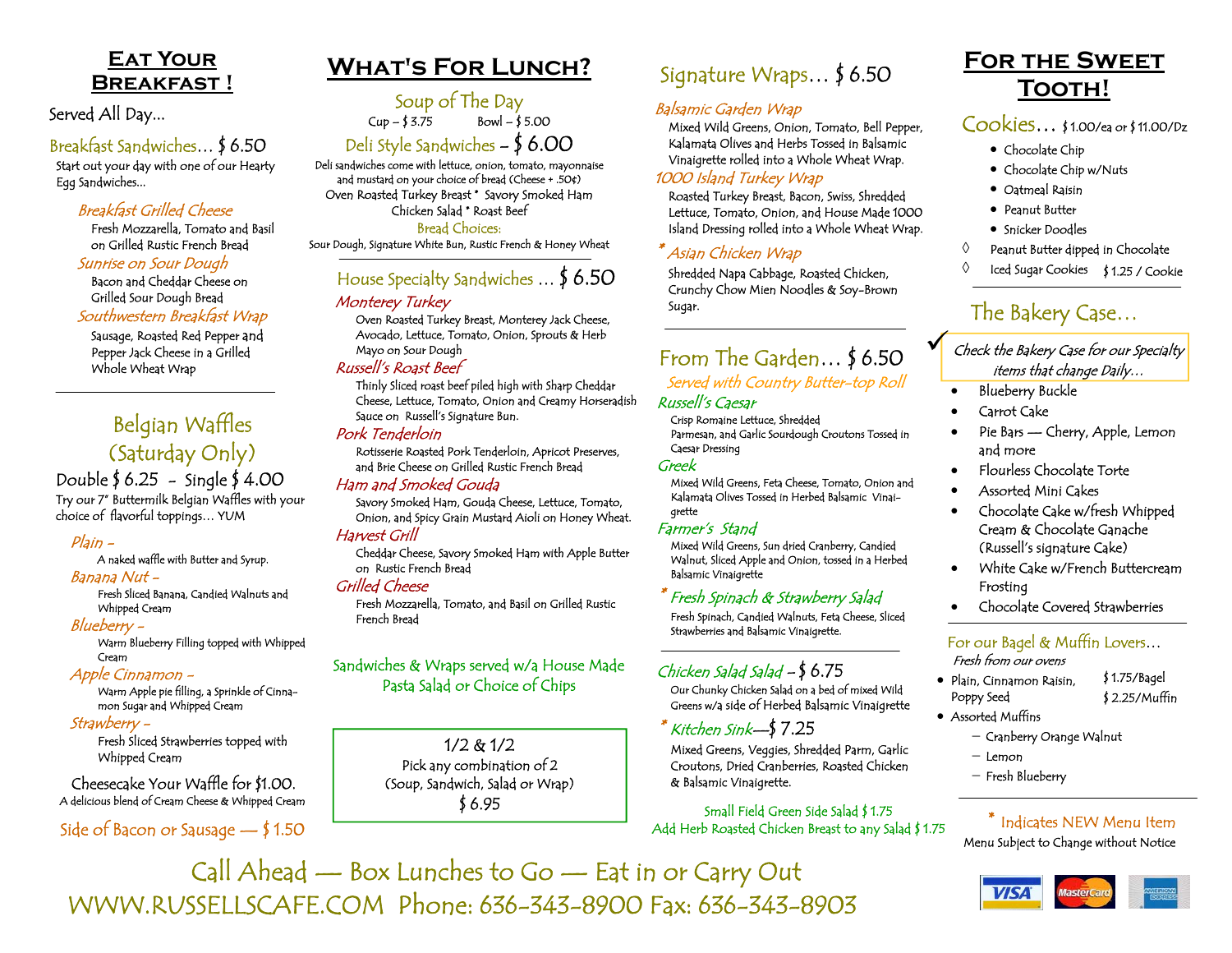## Eat Your Breakfast !

Served All Day…

### Breakfast Sandwiches… $ 6.50

Start out your day with one of our Hearty Egg Sandwiches…

*Breakfast Grilled Cheese*
Fresh Mozzarella, Tomato and Basil on Grilled Rustic French Bread

*Sunrise on Sour Dough*
Bacon and Cheddar Cheese on Grilled Sour Dough Bread

*Southwestern Breakfast Wrap*
Sausage, Roasted Red Pepper and Pepper Jack Cheese in a Grilled Whole Wheat Wrap

### Belgian Waffles (Saturday Only)

Double $ 6.25 - Single $ 4.00

Try our 7" Buttermilk Belgian Waffles with your choice of flavorful toppings… YUM

*Plain –*
A naked waffle with Butter and Syrup.

*Banana Nut –*
Fresh Sliced Banana, Candied Walnuts and Whipped Cream

*Blueberry –*
Warm Blueberry Filling topped with Whipped Cream

*Apple Cinnamon –*
Warm Apple pie filling, a Sprinkle of Cinnamon Sugar and Whipped Cream

*Strawberry –*
Fresh Sliced Strawberries topped with Whipped Cream

Cheesecake Your Waffle for $1.00.
A delicious blend of Cream Cheese & Whipped Cream

Side of Bacon or Sausage — $ 1.50

## What's For Lunch?

### Soup of The Day

Cup – $ 3.75 Bowl – $ 5.00

### Deli Style Sandwiches – $ 6.00

Deli sandwiches come with lettuce, onion, tomato, mayonnaise and mustard on your choice of bread (Cheese + .50¢)

Oven Roasted Turkey Breast * Savory Smoked Ham
Chicken Salad * Roast Beef

Bread Choices:
Sour Dough, Signature White Bun, Rustic French & Honey Wheat

### House Specialty Sandwiches … $ 6.50

*Monterey Turkey*
Oven Roasted Turkey Breast, Monterey Jack Cheese, Avocado, Lettuce, Tomato, Onion, Sprouts & Herb Mayo on Sour Dough

*Russell's Roast Beef*
Thinly Sliced roast beef piled high with Sharp Cheddar Cheese, Lettuce, Tomato, Onion and Creamy Horseradish Sauce on Russell's Signature Bun.

*Pork Tenderloin*
Rotisserie Roasted Pork Tenderloin, Apricot Preserves, and Brie Cheese on Grilled Rustic French Bread

*Ham and Smoked Gouda*
Savory Smoked Ham, Gouda Cheese, Lettuce, Tomato, Onion, and Spicy Grain Mustard Aioli on Honey Wheat.

*Harvest Grill*
Cheddar Cheese, Savory Smoked Ham with Apple Butter on Rustic French Bread

*Grilled Cheese*
Fresh Mozzarella, Tomato, and Basil on Grilled Rustic French Bread

Sandwiches & Wraps served w/a House Made Pasta Salad or Choice of Chips

1/2 & 1/2
Pick any combination of 2
(Soup, Sandwich, Salad or Wrap)
$ 6.95

### Signature Wraps… $ 6.50

*Balsamic Garden Wrap*
Mixed Wild Greens, Onion, Tomato, Bell Pepper, Kalamata Olives and Herbs Tossed in Balsamic Vinaigrette rolled into a Whole Wheat Wrap.

*1000 Island Turkey Wrap*
Roasted Turkey Breast, Bacon, Swiss, Shredded Lettuce, Tomato, Onion, and House Made 1000 Island Dressing rolled into a Whole Wheat Wrap.

\* *Asian Chicken Wrap*
Shredded Napa Cabbage, Roasted Chicken, Crunchy Chow Mien Noodles & Soy-Brown Sugar.

### From The Garden… $ 6.50

*Served with Country Butter-top Roll*

*Russell's Caesar*
Crisp Romaine Lettuce, Shredded Parmesan, and Garlic Sourdough Croutons Tossed in Caesar Dressing

*Greek*
Mixed Wild Greens, Feta Cheese, Tomato, Onion and Kalamata Olives Tossed in Herbed Balsamic Vinaigrette

*Farmer's Stand*
Mixed Wild Greens, Sun dried Cranberry, Candied Walnut, Sliced Apple and Onion, tossed in a Herbed Balsamic Vinaigrette

\* *Fresh Spinach & Strawberry Salad*
Fresh Spinach, Candied Walnuts, Feta Cheese, Sliced Strawberries and Balsamic Vinaigrette.

*Chicken Salad Salad* – $ 6.75
Our Chunky Chicken Salad on a bed of mixed Wild Greens w/a side of Herbed Balsamic Vinaigrette

\* *Kitchen Sink*—$ 7.25
Mixed Greens, Veggies, Shredded Parm, Garlic Croutons, Dried Cranberries, Roasted Chicken & Balsamic Vinaigrette.

Small Field Green Side Salad $ 1.75
Add Herb Roasted Chicken Breast to any Salad $ 1.75

## For the Sweet Tooth!

### Cookies… $ 1.00/ea or $ 11.00/Dz

- Chocolate Chip
- Chocolate Chip w/Nuts
- Oatmeal Raisin
- Peanut Butter
- Snicker Doodles

◊ Peanut Butter dipped in Chocolate
◊ Iced Sugar Cookies $ 1.25 / Cookie

### The Bakery Case…

✓ *Check the Bakery Case for our Specialty items that change Daily…*

- Blueberry Buckle
- Carrot Cake
- Pie Bars — Cherry, Apple, Lemon and more
- Flourless Chocolate Torte
- Assorted Mini Cakes
- Chocolate Cake w/fresh Whipped Cream & Chocolate Ganache (Russell's signature Cake)
- White Cake w/French Buttercream Frosting
- Chocolate Covered Strawberries

### For our Bagel & Muffin Lovers…

*Fresh from our ovens*

- Plain, Cinnamon Raisin, Poppy Seed — $ 1.75/Bagel, $ 2.25/Muffin
- Assorted Muffins
  - Cranberry Orange Walnut
  - Lemon
  - Fresh Blueberry

\* Indicates NEW Menu Item
Menu Subject to Change without Notice

VISA MasterCard American Express

Call Ahead — Box Lunches to Go — Eat in or Carry Out
WWW.RUSSELLSCAFE.COM Phone: 636-343-8900 Fax: 636-343-8903